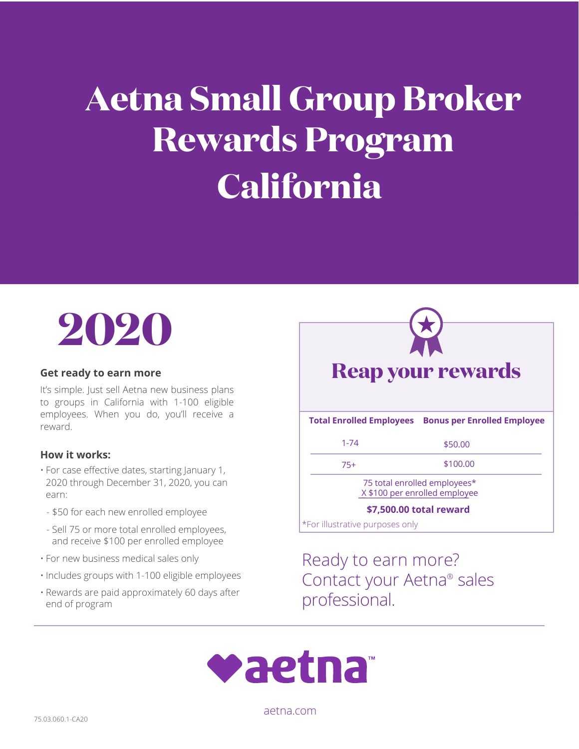# Aetna Small Group Broker Rewards Program California

# 2020

### Get ready to earn more

It's simple. Just sell Aetna new business plans to groups in California with 1-100 eligible employees. When you do, you'll receive a reward.

### How it works:

- For case effective dates, starting January 1, 2020 through December 31, 2020, you can earn:
  - $50 for each new enrolled employee
  - Sell 75 or more total enrolled employees, and receive $100 per enrolled employee
- For new business medical sales only
- Includes groups with 1-100 eligible employees
- Rewards are paid approximately 60 days after end of program

## Reap your rewards

| Total Enrolled Employees | Bonus per Enrolled Employee |
| --- | --- |
| 1-74 | $50.00 |
| 75+ | $100.00 |

75 total enrolled employees*
X $100 per enrolled employee

**$7,500.00 total reward**

*For illustrative purposes only

Ready to earn more? Contact your Aetna® sales professional.

aetna™

aetna.com

75.03.060.1-CA20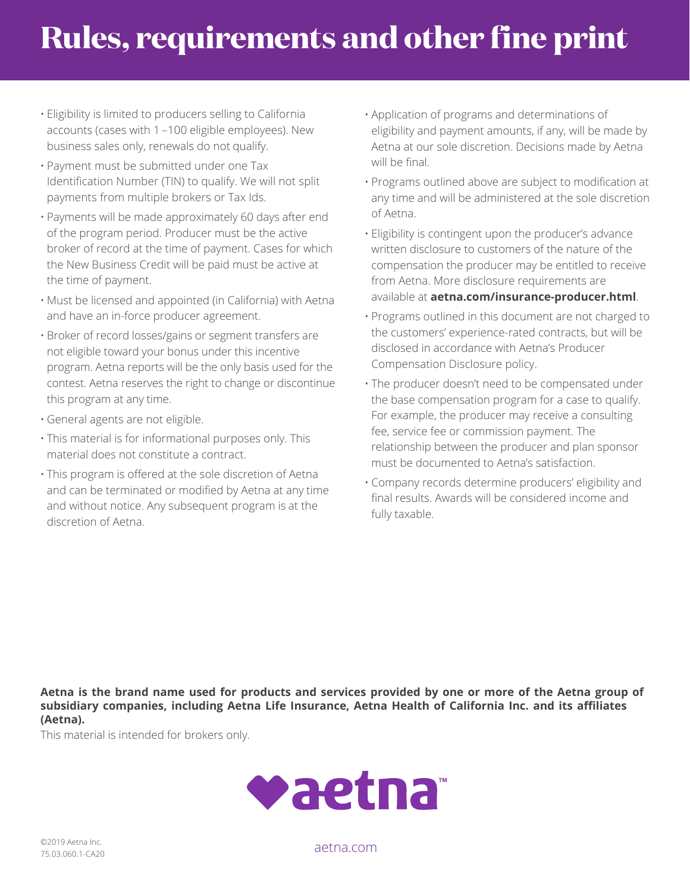# Rules, requirements and other fine print

- Eligibility is limited to producers selling to California accounts (cases with 1 –100 eligible employees). New business sales only, renewals do not qualify.
- Payment must be submitted under one Tax Identification Number (TIN) to qualify. We will not split payments from multiple brokers or Tax Ids.
- Payments will be made approximately 60 days after end of the program period. Producer must be the active broker of record at the time of payment. Cases for which the New Business Credit will be paid must be active at the time of payment.
- Must be licensed and appointed (in California) with Aetna and have an in-force producer agreement.
- Broker of record losses/gains or segment transfers are not eligible toward your bonus under this incentive program. Aetna reports will be the only basis used for the contest. Aetna reserves the right to change or discontinue this program at any time.
- General agents are not eligible.
- This material is for informational purposes only. This material does not constitute a contract.
- This program is offered at the sole discretion of Aetna and can be terminated or modified by Aetna at any time and without notice. Any subsequent program is at the discretion of Aetna.
- Application of programs and determinations of eligibility and payment amounts, if any, will be made by Aetna at our sole discretion. Decisions made by Aetna will be final.
- Programs outlined above are subject to modification at any time and will be administered at the sole discretion of Aetna.
- Eligibility is contingent upon the producer's advance written disclosure to customers of the nature of the compensation the producer may be entitled to receive from Aetna. More disclosure requirements are available at **aetna.com/insurance-producer.html**.
- Programs outlined in this document are not charged to the customers' experience-rated contracts, but will be disclosed in accordance with Aetna's Producer Compensation Disclosure policy.
- The producer doesn't need to be compensated under the base compensation program for a case to qualify. For example, the producer may receive a consulting fee, service fee or commission payment. The relationship between the producer and plan sponsor must be documented to Aetna's satisfaction.
- Company records determine producers' eligibility and final results. Awards will be considered income and fully taxable.

**Aetna is the brand name used for products and services provided by one or more of the Aetna group of subsidiary companies, including Aetna Life Insurance, Aetna Health of California Inc. and its affiliates (Aetna).**

This material is intended for brokers only.

aetna™

©2019 Aetna Inc.
75.03.060.1-CA20

aetna.com